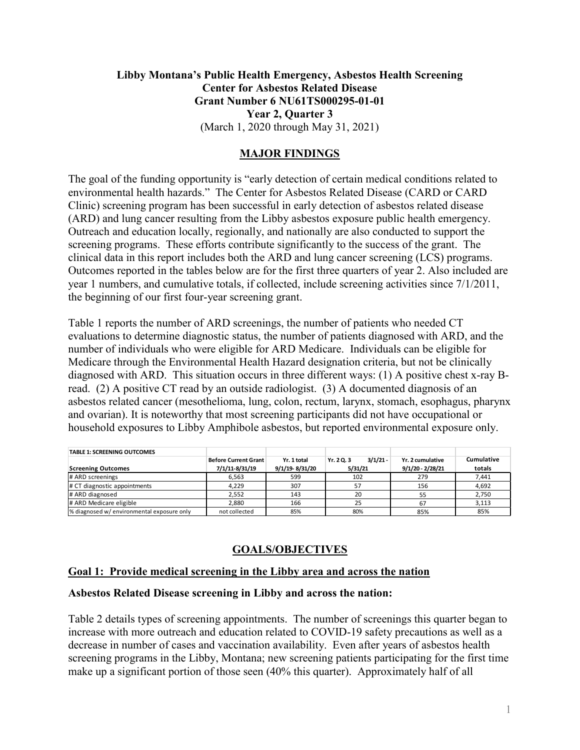**Libby Montana's Public Health Emergency, Asbestos Health Screening**
**Center for Asbestos Related Disease**
**Grant Number 6 NU61TS000295-01-01**
**Year 2, Quarter 3**
(March 1, 2020 through May 31, 2021)

## MAJOR FINDINGS

The goal of the funding opportunity is "early detection of certain medical conditions related to environmental health hazards." The Center for Asbestos Related Disease (CARD or CARD Clinic) screening program has been successful in early detection of asbestos related disease (ARD) and lung cancer resulting from the Libby asbestos exposure public health emergency. Outreach and education locally, regionally, and nationally are also conducted to support the screening programs. These efforts contribute significantly to the success of the grant. The clinical data in this report includes both the ARD and lung cancer screening (LCS) programs. Outcomes reported in the tables below are for the first three quarters of year 2. Also included are year 1 numbers, and cumulative totals, if collected, include screening activities since 7/1/2011, the beginning of our first four-year screening grant.

Table 1 reports the number of ARD screenings, the number of patients who needed CT evaluations to determine diagnostic status, the number of patients diagnosed with ARD, and the number of individuals who were eligible for ARD Medicare. Individuals can be eligible for Medicare through the Environmental Health Hazard designation criteria, but not be clinically diagnosed with ARD. This situation occurs in three different ways: (1) A positive chest x-ray B-read. (2) A positive CT read by an outside radiologist. (3) A documented diagnosis of an asbestos related cancer (mesothelioma, lung, colon, rectum, larynx, stomach, esophagus, pharynx and ovarian). It is noteworthy that most screening participants did not have occupational or household exposures to Libby Amphibole asbestos, but reported environmental exposure only.

**TABLE 1: SCREENING OUTCOMES**

| Screening Outcomes | Before Current Grant 7/1/11-8/31/19 | Yr. 1 total 9/1/19- 8/31/20 | Yr. 2 Q. 3 3/1/21 - 5/31/21 | Yr. 2 cumulative 9/1/20 - 2/28/21 | Cumulative totals |
|---|---|---|---|---|---|
| # ARD screenings | 6,563 | 599 | 102 | 279 | 7,441 |
| # CT diagnostic appointments | 4,229 | 307 | 57 | 156 | 4,692 |
| # ARD diagnosed | 2,552 | 143 | 20 | 55 | 2,750 |
| # ARD Medicare eligible | 2,880 | 166 | 25 | 67 | 3,113 |
| % diagnosed w/ environmental exposure only | not collected | 85% | 80% | 85% | 85% |

## GOALS/OBJECTIVES

### Goal 1: Provide medical screening in the Libby area and across the nation

**Asbestos Related Disease screening in Libby and across the nation:**

Table 2 details types of screening appointments. The number of screenings this quarter began to increase with more outreach and education related to COVID-19 safety precautions as well as a decrease in number of cases and vaccination availability. Even after years of asbestos health screening programs in the Libby, Montana; new screening patients participating for the first time make up a significant portion of those seen (40% this quarter). Approximately half of all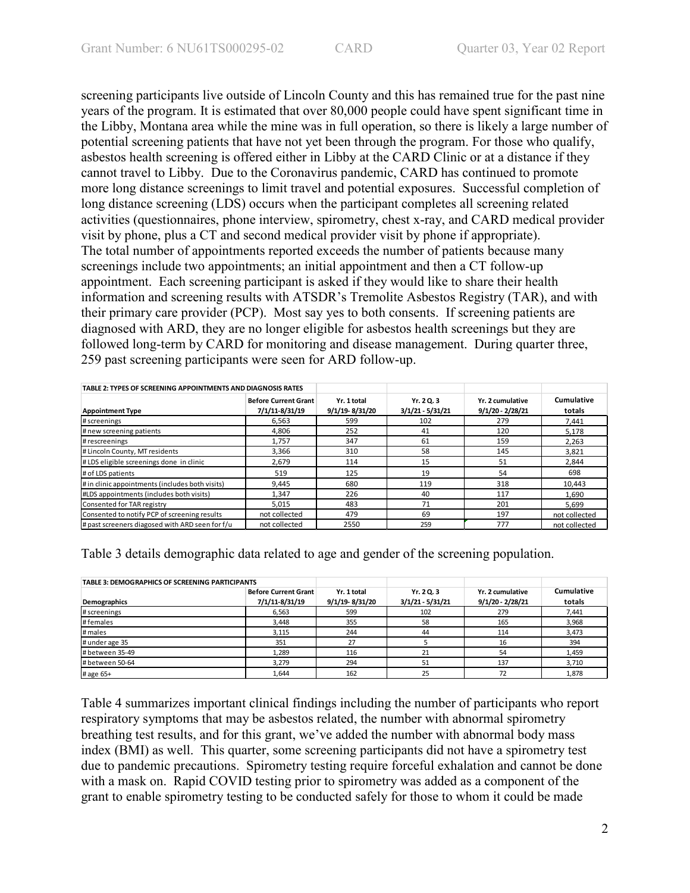screening participants live outside of Lincoln County and this has remained true for the past nine years of the program. It is estimated that over 80,000 people could have spent significant time in the Libby, Montana area while the mine was in full operation, so there is likely a large number of potential screening patients that have not yet been through the program. For those who qualify, asbestos health screening is offered either in Libby at the CARD Clinic or at a distance if they cannot travel to Libby. Due to the Coronavirus pandemic, CARD has continued to promote more long distance screenings to limit travel and potential exposures. Successful completion of long distance screening (LDS) occurs when the participant completes all screening related activities (questionnaires, phone interview, spirometry, chest x-ray, and CARD medical provider visit by phone, plus a CT and second medical provider visit by phone if appropriate). The total number of appointments reported exceeds the number of patients because many screenings include two appointments; an initial appointment and then a CT follow-up appointment. Each screening participant is asked if they would like to share their health information and screening results with ATSDR's Tremolite Asbestos Registry (TAR), and with their primary care provider (PCP). Most say yes to both consents. If screening patients are diagnosed with ARD, they are no longer eligible for asbestos health screenings but they are followed long-term by CARD for monitoring and disease management. During quarter three, 259 past screening participants were seen for ARD follow-up.

**TABLE 2: TYPES OF SCREENING APPOINTMENTS AND DIAGNOSIS RATES**

| Appointment Type | Before Current Grant 7/1/11-8/31/19 | Yr. 1 total 9/1/19- 8/31/20 | Yr. 2 Q. 3 3/1/21 - 5/31/21 | Yr. 2 cumulative 9/1/20 - 2/28/21 | Cumulative totals |
|---|---|---|---|---|---|
| # screenings | 6,563 | 599 | 102 | 279 | 7,441 |
| # new screening patients | 4,806 | 252 | 41 | 120 | 5,178 |
| # rescreenings | 1,757 | 347 | 61 | 159 | 2,263 |
| # Lincoln County, MT residents | 3,366 | 310 | 58 | 145 | 3,821 |
| # LDS eligible screenings done in clinic | 2,679 | 114 | 15 | 51 | 2,844 |
| # of LDS patients | 519 | 125 | 19 | 54 | 698 |
| # in clinic appointments (includes both visits) | 9,445 | 680 | 119 | 318 | 10,443 |
| #LDS appointments (includes both visits) | 1,347 | 226 | 40 | 117 | 1,690 |
| Consented for TAR registry | 5,015 | 483 | 71 | 201 | 5,699 |
| Consented to notify PCP of screening results | not collected | 479 | 69 | 197 | not collected |
| # past screeners diagosed with ARD seen for f/u | not collected | 2550 | 259 | 777 | not collected |

Table 3 details demographic data related to age and gender of the screening population.

**TABLE 3: DEMOGRAPHICS OF SCREENING PARTICIPANTS**

| Demographics | Before Current Grant 7/1/11-8/31/19 | Yr. 1 total 9/1/19- 8/31/20 | Yr. 2 Q. 3 3/1/21 - 5/31/21 | Yr. 2 cumulative 9/1/20 - 2/28/21 | Cumulative totals |
|---|---|---|---|---|---|
| # screenings | 6,563 | 599 | 102 | 279 | 7,441 |
| # females | 3,448 | 355 | 58 | 165 | 3,968 |
| # males | 3,115 | 244 | 44 | 114 | 3,473 |
| # under age 35 | 351 | 27 | 5 | 16 | 394 |
| # between 35-49 | 1,289 | 116 | 21 | 54 | 1,459 |
| # between 50-64 | 3,279 | 294 | 51 | 137 | 3,710 |
| # age 65+ | 1,644 | 162 | 25 | 72 | 1,878 |

Table 4 summarizes important clinical findings including the number of participants who report respiratory symptoms that may be asbestos related, the number with abnormal spirometry breathing test results, and for this grant, we've added the number with abnormal body mass index (BMI) as well. This quarter, some screening participants did not have a spirometry test due to pandemic precautions. Spirometry testing require forceful exhalation and cannot be done with a mask on. Rapid COVID testing prior to spirometry was added as a component of the grant to enable spirometry testing to be conducted safely for those to whom it could be made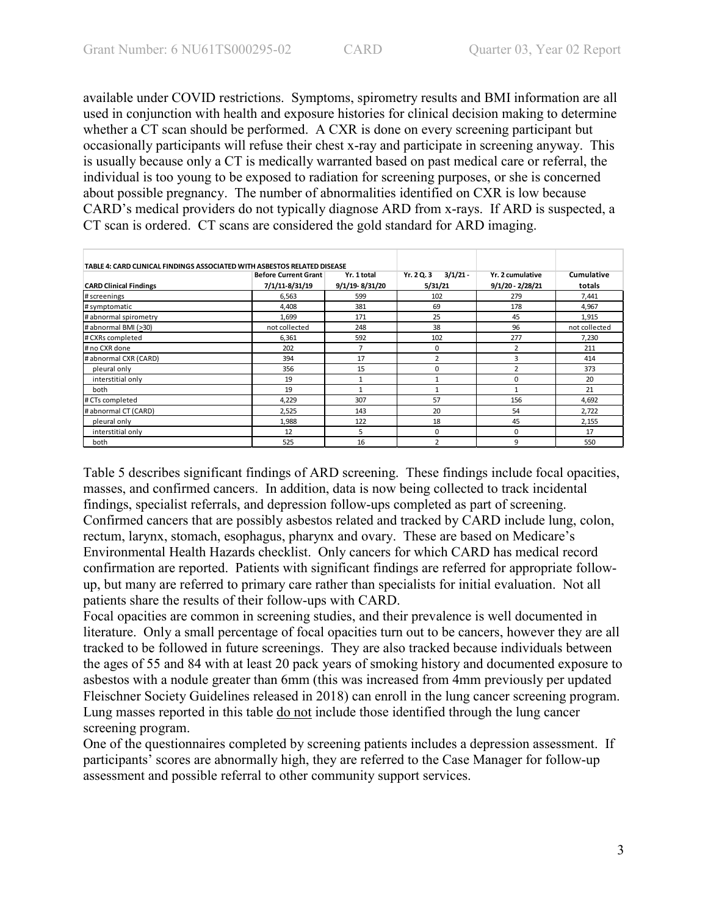available under COVID restrictions. Symptoms, spirometry results and BMI information are all used in conjunction with health and exposure histories for clinical decision making to determine whether a CT scan should be performed. A CXR is done on every screening participant but occasionally participants will refuse their chest x-ray and participate in screening anyway. This is usually because only a CT is medically warranted based on past medical care or referral, the individual is too young to be exposed to radiation for screening purposes, or she is concerned about possible pregnancy. The number of abnormalities identified on CXR is low because CARD's medical providers do not typically diagnose ARD from x-rays. If ARD is suspected, a CT scan is ordered. CT scans are considered the gold standard for ARD imaging.

**TABLE 4: CARD CLINICAL FINDINGS ASSOCIATED WITH ASBESTOS RELATED DISEASE**

| CARD Clinical Findings | Before Current Grant 7/1/11-8/31/19 | Yr. 1 total 9/1/19- 8/31/20 | Yr. 2 Q. 3 3/1/21 - 5/31/21 | Yr. 2 cumulative 9/1/20 - 2/28/21 | Cumulative totals |
|---|---|---|---|---|---|
| # screenings | 6,563 | 599 | 102 | 279 | 7,441 |
| # symptomatic | 4,408 | 381 | 69 | 178 | 4,967 |
| # abnormal spirometry | 1,699 | 171 | 25 | 45 | 1,915 |
| # abnormal BMI (>30) | not collected | 248 | 38 | 96 | not collected |
| # CXRs completed | 6,361 | 592 | 102 | 277 | 7,230 |
| # no CXR done | 202 | 7 | 0 | 2 | 211 |
| # abnormal CXR (CARD) | 394 | 17 | 2 | 3 | 414 |
| pleural only | 356 | 15 | 0 | 2 | 373 |
| interstitial only | 19 | 1 | 1 | 0 | 20 |
| both | 19 | 1 | 1 | 1 | 21 |
| # CTs completed | 4,229 | 307 | 57 | 156 | 4,692 |
| # abnormal CT (CARD) | 2,525 | 143 | 20 | 54 | 2,722 |
| pleural only | 1,988 | 122 | 18 | 45 | 2,155 |
| interstitial only | 12 | 5 | 0 | 0 | 17 |
| both | 525 | 16 | 2 | 9 | 550 |

Table 5 describes significant findings of ARD screening. These findings include focal opacities, masses, and confirmed cancers. In addition, data is now being collected to track incidental findings, specialist referrals, and depression follow-ups completed as part of screening. Confirmed cancers that are possibly asbestos related and tracked by CARD include lung, colon, rectum, larynx, stomach, esophagus, pharynx and ovary. These are based on Medicare's Environmental Health Hazards checklist. Only cancers for which CARD has medical record confirmation are reported. Patients with significant findings are referred for appropriate follow-up, but many are referred to primary care rather than specialists for initial evaluation. Not all patients share the results of their follow-ups with CARD.

Focal opacities are common in screening studies, and their prevalence is well documented in literature. Only a small percentage of focal opacities turn out to be cancers, however they are all tracked to be followed in future screenings. They are also tracked because individuals between the ages of 55 and 84 with at least 20 pack years of smoking history and documented exposure to asbestos with a nodule greater than 6mm (this was increased from 4mm previously per updated Fleischner Society Guidelines released in 2018) can enroll in the lung cancer screening program. Lung masses reported in this table <u>do not</u> include those identified through the lung cancer screening program.

One of the questionnaires completed by screening patients includes a depression assessment. If participants' scores are abnormally high, they are referred to the Case Manager for follow-up assessment and possible referral to other community support services.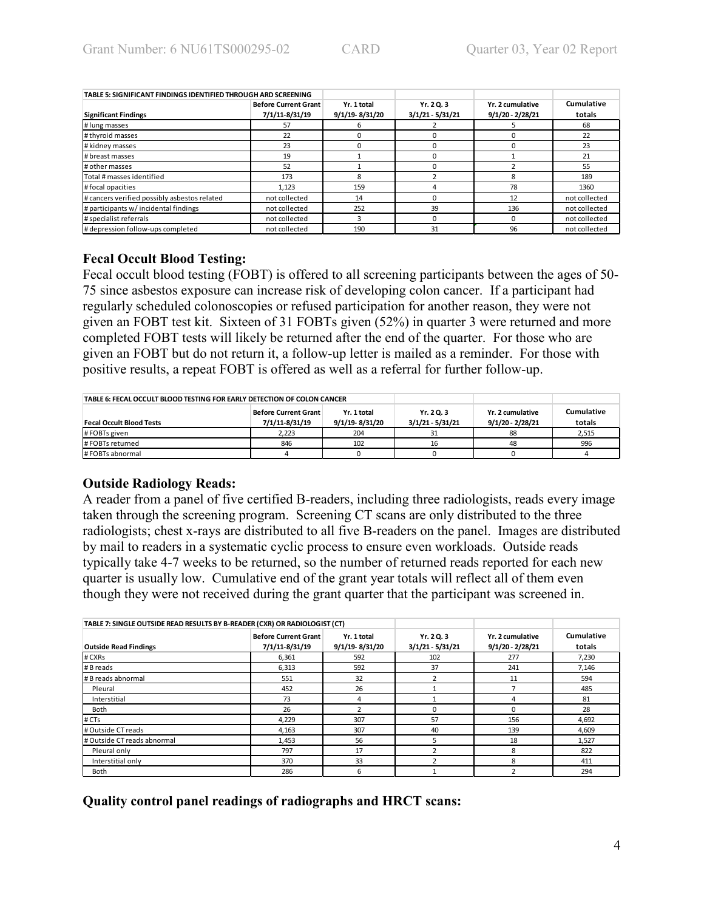| TABLE 5: SIGNIFICANT FINDINGS IDENTIFIED THROUGH ARD SCREENING | | | | | |
|---|---|---|---|---|---|
| **Significant Findings** | **Before Current Grant 7/1/11-8/31/19** | **Yr. 1 total 9/1/19- 8/31/20** | **Yr. 2 Q. 3 3/1/21 - 5/31/21** | **Yr. 2 cumulative 9/1/20 - 2/28/21** | **Cumulative totals** |
| # lung masses | 57 | 6 | 2 | 5 | 68 |
| # thyroid masses | 22 | 0 | 0 | 0 | 22 |
| # kidney masses | 23 | 0 | 0 | 0 | 23 |
| # breast masses | 19 | 1 | 0 | 1 | 21 |
| # other masses | 52 | 1 | 0 | 2 | 55 |
| Total # masses identified | 173 | 8 | 2 | 8 | 189 |
| # focal opacities | 1,123 | 159 | 4 | 78 | 1360 |
| # cancers verified possibly asbestos related | not collected | 14 | 0 | 12 | not collected |
| # participants w/ incidental findings | not collected | 252 | 39 | 136 | not collected |
| # specialist referrals | not collected | 3 | 0 | 0 | not collected |
| # depression follow-ups completed | not collected | 190 | 31 | 96 | not collected |

### Fecal Occult Blood Testing:

Fecal occult blood testing (FOBT) is offered to all screening participants between the ages of 50-75 since asbestos exposure can increase risk of developing colon cancer. If a participant had regularly scheduled colonoscopies or refused participation for another reason, they were not given an FOBT test kit. Sixteen of 31 FOBTs given (52%) in quarter 3 were returned and more completed FOBT tests will likely be returned after the end of the quarter. For those who are given an FOBT but do not return it, a follow-up letter is mailed as a reminder. For those with positive results, a repeat FOBT is offered as well as a referral for further follow-up.

| TABLE 6: FECAL OCCULT BLOOD TESTING FOR EARLY DETECTION OF COLON CANCER | | | | | |
|---|---|---|---|---|---|
| **Fecal Occult Blood Tests** | **Before Current Grant 7/1/11-8/31/19** | **Yr. 1 total 9/1/19- 8/31/20** | **Yr. 2 Q. 3 3/1/21 - 5/31/21** | **Yr. 2 cumulative 9/1/20 - 2/28/21** | **Cumulative totals** |
| # FOBTs given | 2,223 | 204 | 31 | 88 | 2,515 |
| # FOBTs returned | 846 | 102 | 16 | 48 | 996 |
| # FOBTs abnormal | 4 | 0 | 0 | 0 | 4 |

### Outside Radiology Reads:

A reader from a panel of five certified B-readers, including three radiologists, reads every image taken through the screening program. Screening CT scans are only distributed to the three radiologists; chest x-rays are distributed to all five B-readers on the panel. Images are distributed by mail to readers in a systematic cyclic process to ensure even workloads. Outside reads typically take 4-7 weeks to be returned, so the number of returned reads reported for each new quarter is usually low. Cumulative end of the grant year totals will reflect all of them even though they were not received during the grant quarter that the participant was screened in.

| TABLE 7: SINGLE OUTSIDE READ RESULTS BY B-READER (CXR) OR RADIOLOGIST (CT) | | | | | |
|---|---|---|---|---|---|
| **Outside Read Findings** | **Before Current Grant 7/1/11-8/31/19** | **Yr. 1 total 9/1/19- 8/31/20** | **Yr. 2 Q. 3 3/1/21 - 5/31/21** | **Yr. 2 cumulative 9/1/20 - 2/28/21** | **Cumulative totals** |
| # CXRs | 6,361 | 592 | 102 | 277 | 7,230 |
| # B reads | 6,313 | 592 | 37 | 241 | 7,146 |
| # B reads abnormal | 551 | 32 | 2 | 11 | 594 |
| Pleural | 452 | 26 | 1 | 7 | 485 |
| Interstitial | 73 | 4 | 1 | 4 | 81 |
| Both | 26 | 2 | 0 | 0 | 28 |
| # CTs | 4,229 | 307 | 57 | 156 | 4,692 |
| # Outside CT reads | 4,163 | 307 | 40 | 139 | 4,609 |
| # Outside CT reads abnormal | 1,453 | 56 | 5 | 18 | 1,527 |
| Pleural only | 797 | 17 | 2 | 8 | 822 |
| Interstitial only | 370 | 33 | 2 | 8 | 411 |
| Both | 286 | 6 | 1 | 2 | 294 |

### Quality control panel readings of radiographs and HRCT scans: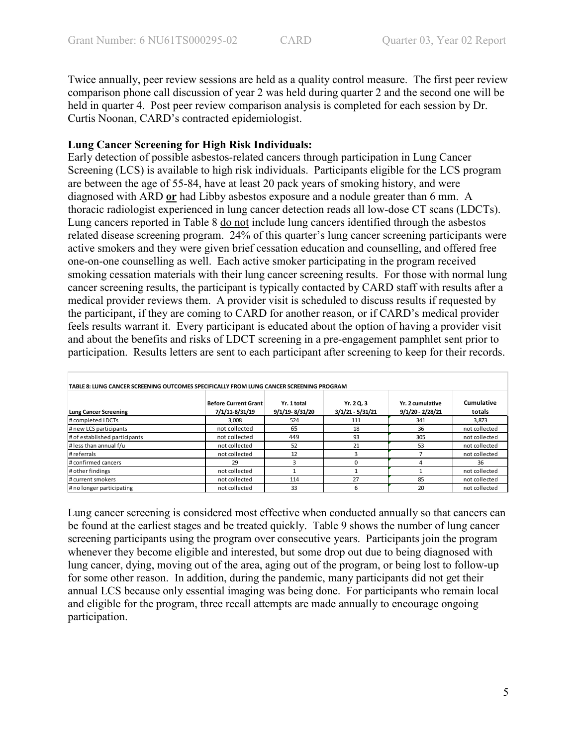Twice annually, peer review sessions are held as a quality control measure. The first peer review comparison phone call discussion of year 2 was held during quarter 2 and the second one will be held in quarter 4. Post peer review comparison analysis is completed for each session by Dr. Curtis Noonan, CARD's contracted epidemiologist.

**Lung Cancer Screening for High Risk Individuals:**

Early detection of possible asbestos-related cancers through participation in Lung Cancer Screening (LCS) is available to high risk individuals. Participants eligible for the LCS program are between the age of 55-84, have at least 20 pack years of smoking history, and were diagnosed with ARD **or** had Libby asbestos exposure and a nodule greater than 6 mm. A thoracic radiologist experienced in lung cancer detection reads all low-dose CT scans (LDCTs). Lung cancers reported in Table 8 do not include lung cancers identified through the asbestos related disease screening program. 24% of this quarter's lung cancer screening participants were active smokers and they were given brief cessation education and counselling, and offered free one-on-one counselling as well. Each active smoker participating in the program received smoking cessation materials with their lung cancer screening results. For those with normal lung cancer screening results, the participant is typically contacted by CARD staff with results after a medical provider reviews them. A provider visit is scheduled to discuss results if requested by the participant, if they are coming to CARD for another reason, or if CARD's medical provider feels results warrant it. Every participant is educated about the option of having a provider visit and about the benefits and risks of LDCT screening in a pre-engagement pamphlet sent prior to participation. Results letters are sent to each participant after screening to keep for their records.

TABLE 8: LUNG CANCER SCREENING OUTCOMES SPECIFICALLY FROM LUNG CANCER SCREENING PROGRAM

| Lung Cancer Screening | Before Current Grant 7/1/11-8/31/19 | Yr. 1 total 9/1/19- 8/31/20 | Yr. 2 Q. 3 3/1/21 - 5/31/21 | Yr. 2 cumulative 9/1/20 - 2/28/21 | Cumulative totals |
|---|---|---|---|---|---|
| # completed LDCTs | 3,008 | 524 | 111 | 341 | 3,873 |
| # new LCS participants | not collected | 65 | 18 | 36 | not collected |
| # of established participants | not collected | 449 | 93 | 305 | not collected |
| # less than annual f/u | not collected | 52 | 21 | 53 | not collected |
| # referrals | not collected | 12 | 3 | 7 | not collected |
| # confirmed cancers | 29 | 3 | 0 | 4 | 36 |
| # other findings | not collected | 1 | 1 | 1 | not collected |
| # current smokers | not collected | 114 | 27 | 85 | not collected |
| # no longer participating | not collected | 33 | 6 | 20 | not collected |

Lung cancer screening is considered most effective when conducted annually so that cancers can be found at the earliest stages and be treated quickly. Table 9 shows the number of lung cancer screening participants using the program over consecutive years. Participants join the program whenever they become eligible and interested, but some drop out due to being diagnosed with lung cancer, dying, moving out of the area, aging out of the program, or being lost to follow-up for some other reason. In addition, during the pandemic, many participants did not get their annual LCS because only essential imaging was being done. For participants who remain local and eligible for the program, three recall attempts are made annually to encourage ongoing participation.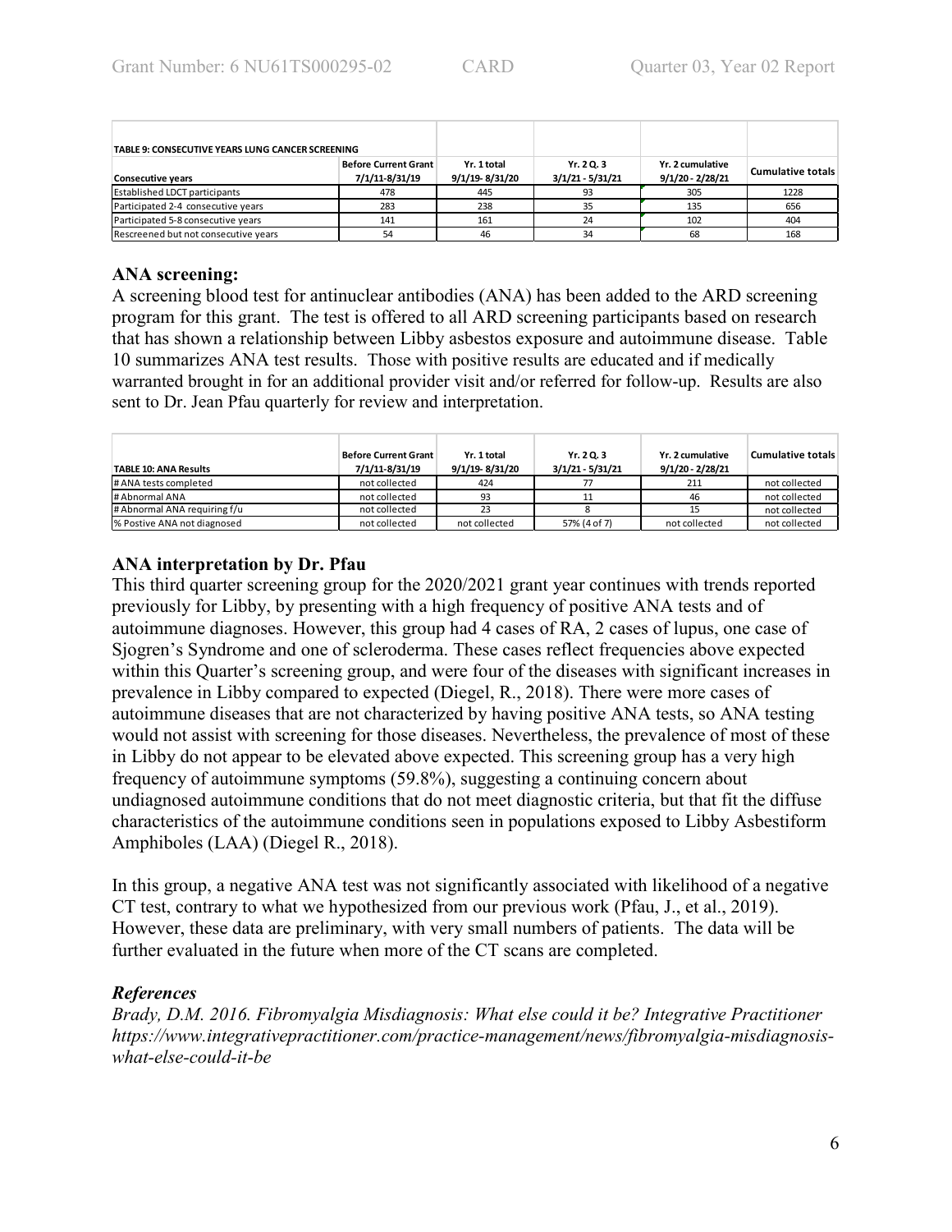| TABLE 9: CONSECUTIVE YEARS LUNG CANCER SCREENING | | | | | |
|---|---|---|---|---|---|
| Consecutive years | Before Current Grant 7/1/11-8/31/19 | Yr. 1 total 9/1/19- 8/31/20 | Yr. 2 Q. 3 3/1/21 - 5/31/21 | Yr. 2 cumulative 9/1/20 - 2/28/21 | Cumulative totals |
| Established LDCT participants | 478 | 445 | 93 | 305 | 1228 |
| Participated 2-4 consecutive years | 283 | 238 | 35 | 135 | 656 |
| Participated 5-8 consecutive years | 141 | 161 | 24 | 102 | 404 |
| Rescreened but not consecutive years | 54 | 46 | 34 | 68 | 168 |

## ANA screening:

A screening blood test for antinuclear antibodies (ANA) has been added to the ARD screening program for this grant. The test is offered to all ARD screening participants based on research that has shown a relationship between Libby asbestos exposure and autoimmune disease. Table 10 summarizes ANA test results. Those with positive results are educated and if medically warranted brought in for an additional provider visit and/or referred for follow-up. Results are also sent to Dr. Jean Pfau quarterly for review and interpretation.

| TABLE 10: ANA Results | Before Current Grant 7/1/11-8/31/19 | Yr. 1 total 9/1/19- 8/31/20 | Yr. 2 Q. 3 3/1/21 - 5/31/21 | Yr. 2 cumulative 9/1/20 - 2/28/21 | Cumulative totals |
|---|---|---|---|---|---|
| # ANA tests completed | not collected | 424 | 77 | 211 | not collected |
| # Abnormal ANA | not collected | 93 | 11 | 46 | not collected |
| # Abnormal ANA requiring f/u | not collected | 23 | 8 | 15 | not collected |
| % Postive ANA not diagnosed | not collected | not collected | 57% (4 of 7) | not collected | not collected |

## ANA interpretation by Dr. Pfau

This third quarter screening group for the 2020/2021 grant year continues with trends reported previously for Libby, by presenting with a high frequency of positive ANA tests and of autoimmune diagnoses. However, this group had 4 cases of RA, 2 cases of lupus, one case of Sjogren's Syndrome and one of scleroderma. These cases reflect frequencies above expected within this Quarter's screening group, and were four of the diseases with significant increases in prevalence in Libby compared to expected (Diegel, R., 2018). There were more cases of autoimmune diseases that are not characterized by having positive ANA tests, so ANA testing would not assist with screening for those diseases. Nevertheless, the prevalence of most of these in Libby do not appear to be elevated above expected. This screening group has a very high frequency of autoimmune symptoms (59.8%), suggesting a continuing concern about undiagnosed autoimmune conditions that do not meet diagnostic criteria, but that fit the diffuse characteristics of the autoimmune conditions seen in populations exposed to Libby Asbestiform Amphiboles (LAA) (Diegel R., 2018).

In this group, a negative ANA test was not significantly associated with likelihood of a negative CT test, contrary to what we hypothesized from our previous work (Pfau, J., et al., 2019). However, these data are preliminary, with very small numbers of patients. The data will be further evaluated in the future when more of the CT scans are completed.

### *References*

*Brady, D.M. 2016. Fibromyalgia Misdiagnosis: What else could it be? Integrative Practitioner https://www.integrativepractitioner.com/practice-management/news/fibromyalgia-misdiagnosis-what-else-could-it-be*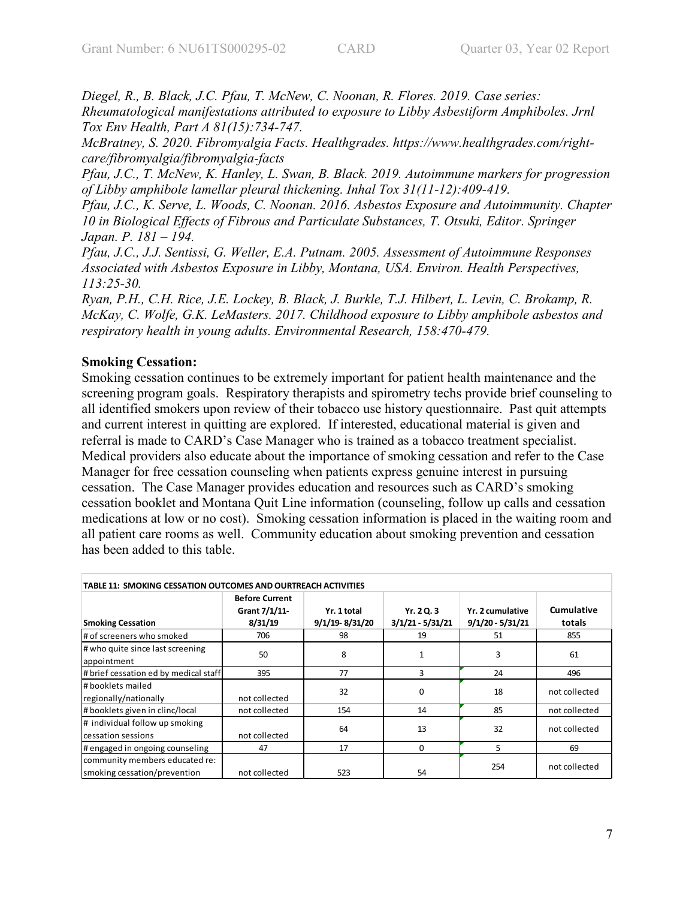*Diegel, R., B. Black, J.C. Pfau, T. McNew, C. Noonan, R. Flores. 2019. Case series: Rheumatological manifestations attributed to exposure to Libby Asbestiform Amphiboles. Jrnl Tox Env Health, Part A 81(15):734-747.*

*McBratney, S. 2020. Fibromyalgia Facts. Healthgrades. https://www.healthgrades.com/right-care/fibromyalgia/fibromyalgia-facts*

*Pfau, J.C., T. McNew, K. Hanley, L. Swan, B. Black. 2019. Autoimmune markers for progression of Libby amphibole lamellar pleural thickening. Inhal Tox 31(11-12):409-419.*

*Pfau, J.C., K. Serve, L. Woods, C. Noonan. 2016. Asbestos Exposure and Autoimmunity. Chapter 10 in Biological Effects of Fibrous and Particulate Substances, T. Otsuki, Editor. Springer Japan. P. 181 – 194.*

*Pfau, J.C., J.J. Sentissi, G. Weller, E.A. Putnam. 2005. Assessment of Autoimmune Responses Associated with Asbestos Exposure in Libby, Montana, USA. Environ. Health Perspectives, 113:25-30.*

*Ryan, P.H., C.H. Rice, J.E. Lockey, B. Black, J. Burkle, T.J. Hilbert, L. Levin, C. Brokamp, R. McKay, C. Wolfe, G.K. LeMasters. 2017. Childhood exposure to Libby amphibole asbestos and respiratory health in young adults. Environmental Research, 158:470-479.*

**Smoking Cessation:**

Smoking cessation continues to be extremely important for patient health maintenance and the screening program goals. Respiratory therapists and spirometry techs provide brief counseling to all identified smokers upon review of their tobacco use history questionnaire. Past quit attempts and current interest in quitting are explored. If interested, educational material is given and referral is made to CARD's Case Manager who is trained as a tobacco treatment specialist. Medical providers also educate about the importance of smoking cessation and refer to the Case Manager for free cessation counseling when patients express genuine interest in pursuing cessation. The Case Manager provides education and resources such as CARD's smoking cessation booklet and Montana Quit Line information (counseling, follow up calls and cessation medications at low or no cost). Smoking cessation information is placed in the waiting room and all patient care rooms as well. Community education about smoking prevention and cessation has been added to this table.

**TABLE 11: SMOKING CESSATION OUTCOMES AND OURTREACH ACTIVITIES**

| Smoking Cessation | Before Current Grant 7/1/11-8/31/19 | Yr. 1 total 9/1/19- 8/31/20 | Yr. 2 Q. 3 3/1/21 - 5/31/21 | Yr. 2 cumulative 9/1/20 - 5/31/21 | Cumulative totals |
|---|---|---|---|---|---|
| # of screeners who smoked | 706 | 98 | 19 | 51 | 855 |
| # who quite since last screening appointment | 50 | 8 | 1 | 3 | 61 |
| # brief cessation ed by medical staff | 395 | 77 | 3 | 24 | 496 |
| # booklets mailed regionally/nationally | not collected | 32 | 0 | 18 | not collected |
| # booklets given in clinc/local | not collected | 154 | 14 | 85 | not collected |
| # individual follow up smoking cessation sessions | not collected | 64 | 13 | 32 | not collected |
| # engaged in ongoing counseling | 47 | 17 | 0 | 5 | 69 |
| community members educated re: smoking cessation/prevention | not collected | 523 | 54 | 254 | not collected |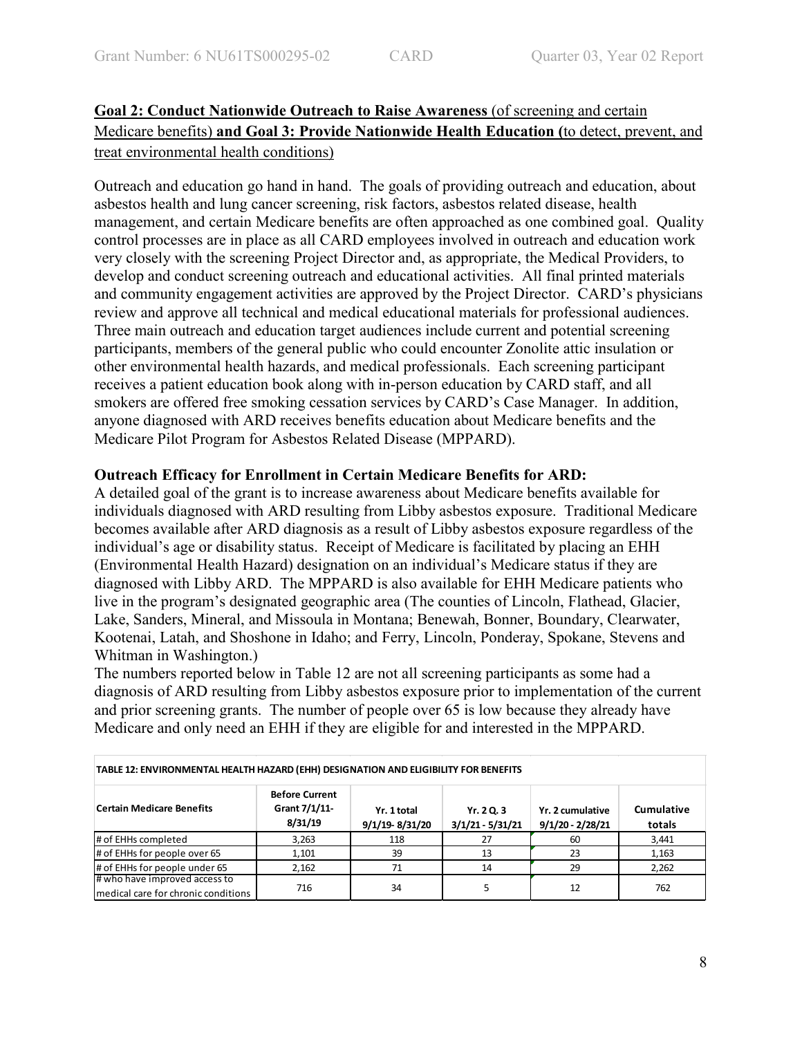**Goal 2: Conduct Nationwide Outreach to Raise Awareness** (of screening and certain Medicare benefits) **and Goal 3: Provide Nationwide Health Education (**to detect, prevent, and treat environmental health conditions)

Outreach and education go hand in hand. The goals of providing outreach and education, about asbestos health and lung cancer screening, risk factors, asbestos related disease, health management, and certain Medicare benefits are often approached as one combined goal. Quality control processes are in place as all CARD employees involved in outreach and education work very closely with the screening Project Director and, as appropriate, the Medical Providers, to develop and conduct screening outreach and educational activities. All final printed materials and community engagement activities are approved by the Project Director. CARD's physicians review and approve all technical and medical educational materials for professional audiences. Three main outreach and education target audiences include current and potential screening participants, members of the general public who could encounter Zonolite attic insulation or other environmental health hazards, and medical professionals. Each screening participant receives a patient education book along with in-person education by CARD staff, and all smokers are offered free smoking cessation services by CARD's Case Manager. In addition, anyone diagnosed with ARD receives benefits education about Medicare benefits and the Medicare Pilot Program for Asbestos Related Disease (MPPARD).

**Outreach Efficacy for Enrollment in Certain Medicare Benefits for ARD:**

A detailed goal of the grant is to increase awareness about Medicare benefits available for individuals diagnosed with ARD resulting from Libby asbestos exposure. Traditional Medicare becomes available after ARD diagnosis as a result of Libby asbestos exposure regardless of the individual's age or disability status. Receipt of Medicare is facilitated by placing an EHH (Environmental Health Hazard) designation on an individual's Medicare status if they are diagnosed with Libby ARD. The MPPARD is also available for EHH Medicare patients who live in the program's designated geographic area (The counties of Lincoln, Flathead, Glacier, Lake, Sanders, Mineral, and Missoula in Montana; Benewah, Bonner, Boundary, Clearwater, Kootenai, Latah, and Shoshone in Idaho; and Ferry, Lincoln, Ponderay, Spokane, Stevens and Whitman in Washington.)

The numbers reported below in Table 12 are not all screening participants as some had a diagnosis of ARD resulting from Libby asbestos exposure prior to implementation of the current and prior screening grants. The number of people over 65 is low because they already have Medicare and only need an EHH if they are eligible for and interested in the MPPARD.

**TABLE 12: ENVIRONMENTAL HEALTH HAZARD (EHH) DESIGNATION AND ELIGIBILITY FOR BENEFITS**

| Certain Medicare Benefits | Before Current Grant 7/1/11-8/31/19 | Yr. 1 total 9/1/19- 8/31/20 | Yr. 2 Q. 3 3/1/21 - 5/31/21 | Yr. 2 cumulative 9/1/20 - 2/28/21 | Cumulative totals |
|---|---|---|---|---|---|
| # of EHHs completed | 3,263 | 118 | 27 | 60 | 3,441 |
| # of EHHs for people over 65 | 1,101 | 39 | 13 | 23 | 1,163 |
| # of EHHs for people under 65 | 2,162 | 71 | 14 | 29 | 2,262 |
| # who have improved access to medical care for chronic conditions | 716 | 34 | 5 | 12 | 762 |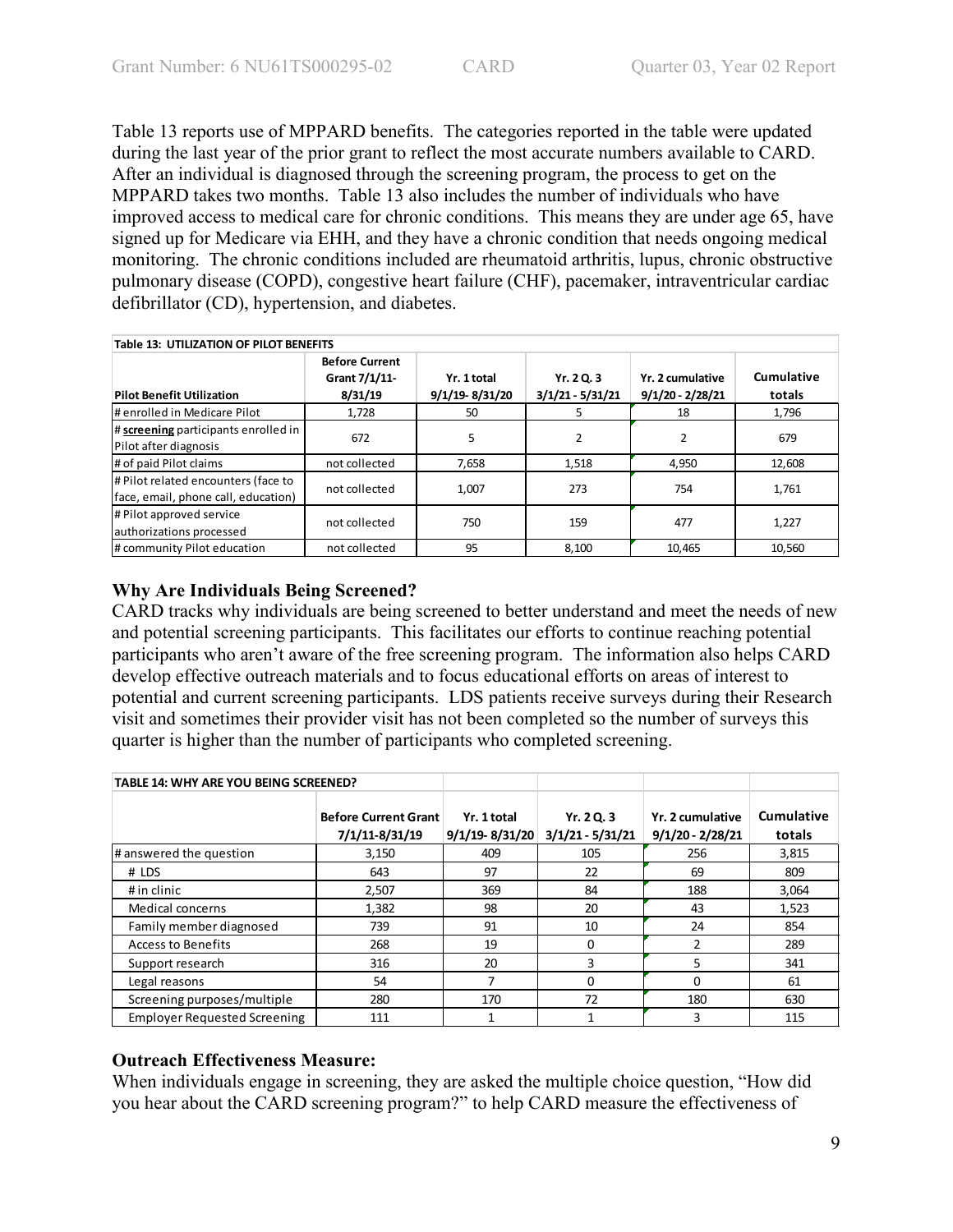Table 13 reports use of MPPARD benefits. The categories reported in the table were updated during the last year of the prior grant to reflect the most accurate numbers available to CARD. After an individual is diagnosed through the screening program, the process to get on the MPPARD takes two months. Table 13 also includes the number of individuals who have improved access to medical care for chronic conditions. This means they are under age 65, have signed up for Medicare via EHH, and they have a chronic condition that needs ongoing medical monitoring. The chronic conditions included are rheumatoid arthritis, lupus, chronic obstructive pulmonary disease (COPD), congestive heart failure (CHF), pacemaker, intraventricular cardiac defibrillator (CD), hypertension, and diabetes.

**Table 13: UTILIZATION OF PILOT BENEFITS**

| Pilot Benefit Utilization | Before Current Grant 7/1/11-8/31/19 | Yr. 1 total 9/1/19- 8/31/20 | Yr. 2 Q. 3 3/1/21 - 5/31/21 | Yr. 2 cumulative 9/1/20 - 2/28/21 | Cumulative totals |
|---|---|---|---|---|---|
| # enrolled in Medicare Pilot | 1,728 | 50 | 5 | 18 | 1,796 |
| # **screening** participants enrolled in Pilot after diagnosis | 672 | 5 | 2 | 2 | 679 |
| # of paid Pilot claims | not collected | 7,658 | 1,518 | 4,950 | 12,608 |
| # Pilot related encounters (face to face, email, phone call, education) | not collected | 1,007 | 273 | 754 | 1,761 |
| # Pilot approved service authorizations processed | not collected | 750 | 159 | 477 | 1,227 |
| # community Pilot education | not collected | 95 | 8,100 | 10,465 | 10,560 |

### Why Are Individuals Being Screened?

CARD tracks why individuals are being screened to better understand and meet the needs of new and potential screening participants. This facilitates our efforts to continue reaching potential participants who aren't aware of the free screening program. The information also helps CARD develop effective outreach materials and to focus educational efforts on areas of interest to potential and current screening participants. LDS patients receive surveys during their Research visit and sometimes their provider visit has not been completed so the number of surveys this quarter is higher than the number of participants who completed screening.

**TABLE 14: WHY ARE YOU BEING SCREENED?**

| | Before Current Grant 7/1/11-8/31/19 | Yr. 1 total 9/1/19- 8/31/20 | Yr. 2 Q. 3 3/1/21 - 5/31/21 | Yr. 2 cumulative 9/1/20 - 2/28/21 | Cumulative totals |
|---|---|---|---|---|---|
| # answered the question | 3,150 | 409 | 105 | 256 | 3,815 |
| # LDS | 643 | 97 | 22 | 69 | 809 |
| # in clinic | 2,507 | 369 | 84 | 188 | 3,064 |
| Medical concerns | 1,382 | 98 | 20 | 43 | 1,523 |
| Family member diagnosed | 739 | 91 | 10 | 24 | 854 |
| Access to Benefits | 268 | 19 | 0 | 2 | 289 |
| Support research | 316 | 20 | 3 | 5 | 341 |
| Legal reasons | 54 | 7 | 0 | 0 | 61 |
| Screening purposes/multiple | 280 | 170 | 72 | 180 | 630 |
| Employer Requested Screening | 111 | 1 | 1 | 3 | 115 |

### Outreach Effectiveness Measure:

When individuals engage in screening, they are asked the multiple choice question, "How did you hear about the CARD screening program?" to help CARD measure the effectiveness of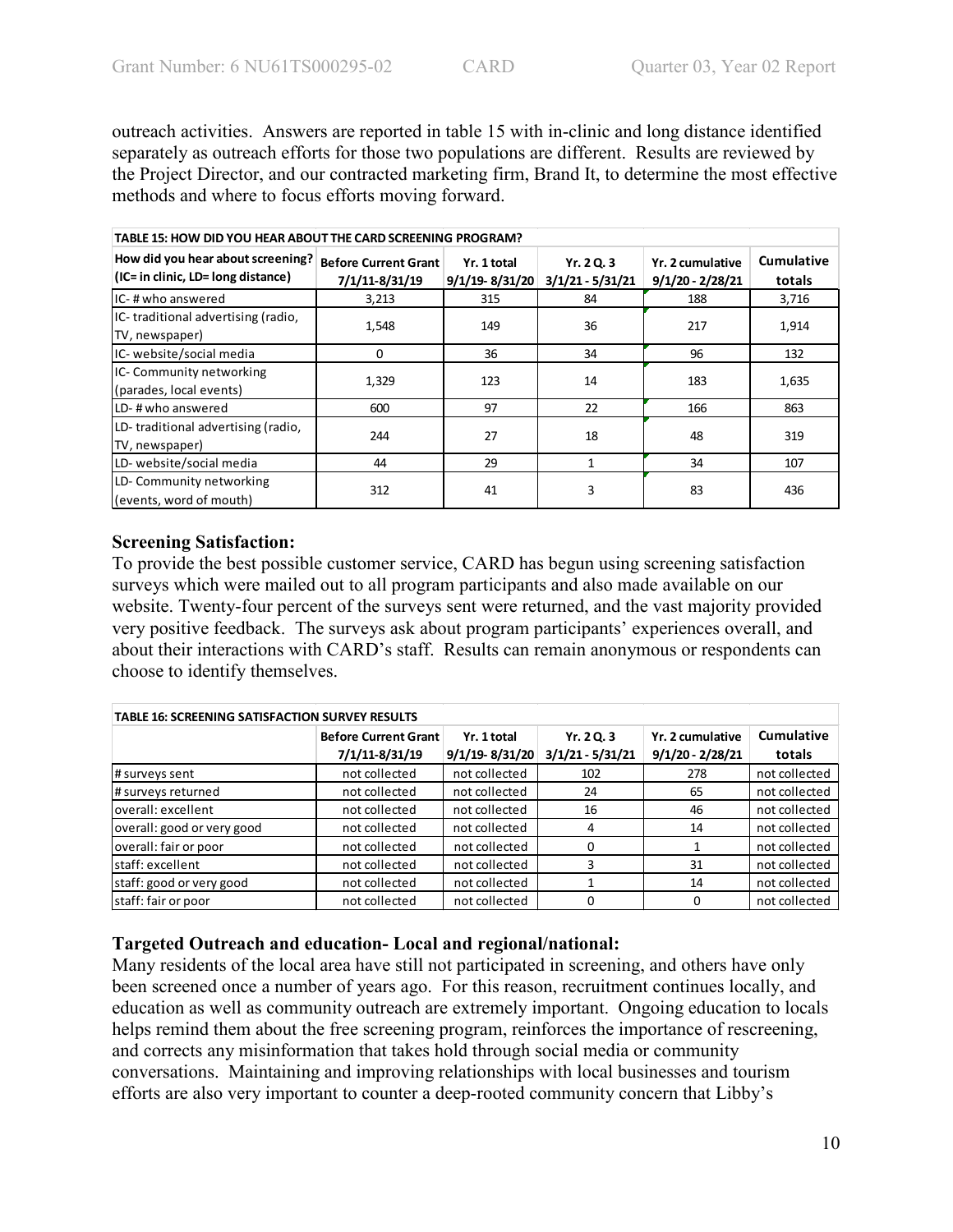outreach activities. Answers are reported in table 15 with in-clinic and long distance identified separately as outreach efforts for those two populations are different. Results are reviewed by the Project Director, and our contracted marketing firm, Brand It, to determine the most effective methods and where to focus efforts moving forward.

| TABLE 15: HOW DID YOU HEAR ABOUT THE CARD SCREENING PROGRAM? | | | | | |
|---|---|---|---|---|---|
| How did you hear about screening? (IC= in clinic, LD= long distance) | Before Current Grant 7/1/11-8/31/19 | Yr. 1 total 9/1/19- 8/31/20 | Yr. 2 Q. 3 3/1/21 - 5/31/21 | Yr. 2 cumulative 9/1/20 - 2/28/21 | Cumulative totals |
| IC- # who answered | 3,213 | 315 | 84 | 188 | 3,716 |
| IC- traditional advertising (radio, TV, newspaper) | 1,548 | 149 | 36 | 217 | 1,914 |
| IC- website/social media | 0 | 36 | 34 | 96 | 132 |
| IC- Community networking (parades, local events) | 1,329 | 123 | 14 | 183 | 1,635 |
| LD- # who answered | 600 | 97 | 22 | 166 | 863 |
| LD- traditional advertising (radio, TV, newspaper) | 244 | 27 | 18 | 48 | 319 |
| LD- website/social media | 44 | 29 | 1 | 34 | 107 |
| LD- Community networking (events, word of mouth) | 312 | 41 | 3 | 83 | 436 |

### Screening Satisfaction:

To provide the best possible customer service, CARD has begun using screening satisfaction surveys which were mailed out to all program participants and also made available on our website. Twenty-four percent of the surveys sent were returned, and the vast majority provided very positive feedback. The surveys ask about program participants' experiences overall, and about their interactions with CARD's staff. Results can remain anonymous or respondents can choose to identify themselves.

| TABLE 16: SCREENING SATISFACTION SURVEY RESULTS | | | | | |
|---|---|---|---|---|---|
| | Before Current Grant 7/1/11-8/31/19 | Yr. 1 total 9/1/19- 8/31/20 | Yr. 2 Q. 3 3/1/21 - 5/31/21 | Yr. 2 cumulative 9/1/20 - 2/28/21 | Cumulative totals |
| # surveys sent | not collected | not collected | 102 | 278 | not collected |
| # surveys returned | not collected | not collected | 24 | 65 | not collected |
| overall: excellent | not collected | not collected | 16 | 46 | not collected |
| overall: good or very good | not collected | not collected | 4 | 14 | not collected |
| overall: fair or poor | not collected | not collected | 0 | 1 | not collected |
| staff: excellent | not collected | not collected | 3 | 31 | not collected |
| staff: good or very good | not collected | not collected | 1 | 14 | not collected |
| staff: fair or poor | not collected | not collected | 0 | 0 | not collected |

### Targeted Outreach and education- Local and regional/national:

Many residents of the local area have still not participated in screening, and others have only been screened once a number of years ago. For this reason, recruitment continues locally, and education as well as community outreach are extremely important. Ongoing education to locals helps remind them about the free screening program, reinforces the importance of rescreening, and corrects any misinformation that takes hold through social media or community conversations. Maintaining and improving relationships with local businesses and tourism efforts are also very important to counter a deep-rooted community concern that Libby's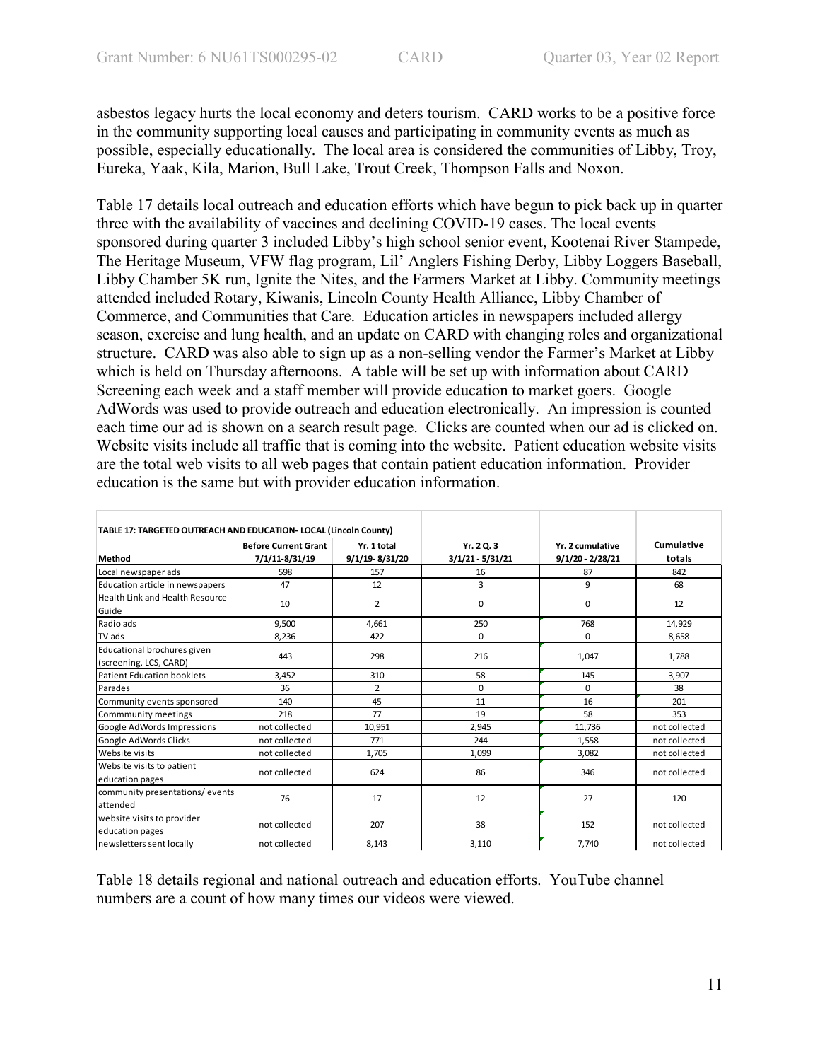asbestos legacy hurts the local economy and deters tourism. CARD works to be a positive force in the community supporting local causes and participating in community events as much as possible, especially educationally. The local area is considered the communities of Libby, Troy, Eureka, Yaak, Kila, Marion, Bull Lake, Trout Creek, Thompson Falls and Noxon.

Table 17 details local outreach and education efforts which have begun to pick back up in quarter three with the availability of vaccines and declining COVID-19 cases. The local events sponsored during quarter 3 included Libby's high school senior event, Kootenai River Stampede, The Heritage Museum, VFW flag program, Lil' Anglers Fishing Derby, Libby Loggers Baseball, Libby Chamber 5K run, Ignite the Nites, and the Farmers Market at Libby. Community meetings attended included Rotary, Kiwanis, Lincoln County Health Alliance, Libby Chamber of Commerce, and Communities that Care. Education articles in newspapers included allergy season, exercise and lung health, and an update on CARD with changing roles and organizational structure. CARD was also able to sign up as a non-selling vendor the Farmer's Market at Libby which is held on Thursday afternoons. A table will be set up with information about CARD Screening each week and a staff member will provide education to market goers. Google AdWords was used to provide outreach and education electronically. An impression is counted each time our ad is shown on a search result page. Clicks are counted when our ad is clicked on. Website visits include all traffic that is coming into the website. Patient education website visits are the total web visits to all web pages that contain patient education information. Provider education is the same but with provider education information.

**TABLE 17: TARGETED OUTREACH AND EDUCATION- LOCAL (Lincoln County)**

| Method | Before Current Grant 7/1/11-8/31/19 | Yr. 1 total 9/1/19- 8/31/20 | Yr. 2 Q. 3 3/1/21 - 5/31/21 | Yr. 2 cumulative 9/1/20 - 2/28/21 | Cumulative totals |
|---|---|---|---|---|---|
| Local newspaper ads | 598 | 157 | 16 | 87 | 842 |
| Education article in newspapers | 47 | 12 | 3 | 9 | 68 |
| Health Link and Health Resource Guide | 10 | 2 | 0 | 0 | 12 |
| Radio ads | 9,500 | 4,661 | 250 | 768 | 14,929 |
| TV ads | 8,236 | 422 | 0 | 0 | 8,658 |
| Educational brochures given (screening, LCS, CARD) | 443 | 298 | 216 | 1,047 | 1,788 |
| Patient Education booklets | 3,452 | 310 | 58 | 145 | 3,907 |
| Parades | 36 | 2 | 0 | 0 | 38 |
| Community events sponsored | 140 | 45 | 11 | 16 | 201 |
| Commmunity meetings | 218 | 77 | 19 | 58 | 353 |
| Google AdWords Impressions | not collected | 10,951 | 2,945 | 11,736 | not collected |
| Google AdWords Clicks | not collected | 771 | 244 | 1,558 | not collected |
| Website visits | not collected | 1,705 | 1,099 | 3,082 | not collected |
| Website visits to patient education pages | not collected | 624 | 86 | 346 | not collected |
| community presentations/ events attended | 76 | 17 | 12 | 27 | 120 |
| website visits to provider education pages | not collected | 207 | 38 | 152 | not collected |
| newsletters sent locally | not collected | 8,143 | 3,110 | 7,740 | not collected |

Table 18 details regional and national outreach and education efforts. YouTube channel numbers are a count of how many times our videos were viewed.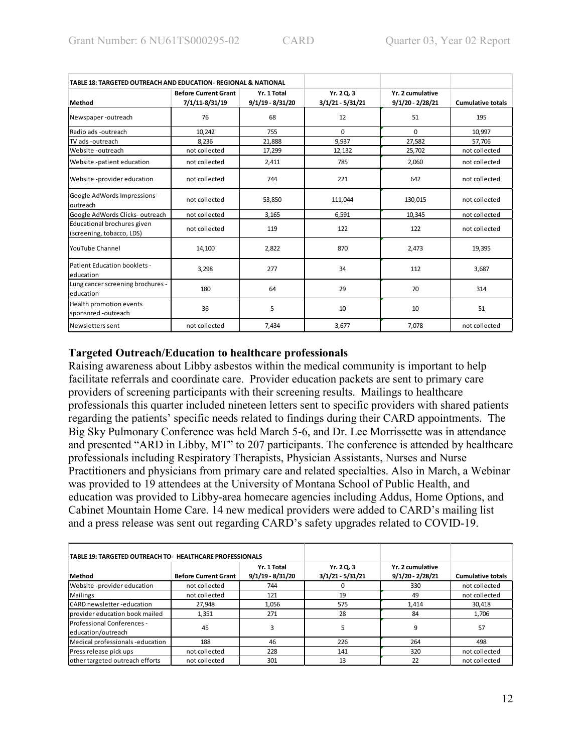| TABLE 18: TARGETED OUTREACH AND EDUCATION- REGIONAL & NATIONAL | | | | | |
|---|---|---|---|---|---|
| Method | Before Current Grant 7/1/11-8/31/19 | Yr. 1 Total 9/1/19 - 8/31/20 | Yr. 2 Q. 3 3/1/21 - 5/31/21 | Yr. 2 cumulative 9/1/20 - 2/28/21 | Cumulative totals |
| Newspaper -outreach | 76 | 68 | 12 | 51 | 195 |
| Radio ads -outreach | 10,242 | 755 | 0 | 0 | 10,997 |
| TV ads -outreach | 8,236 | 21,888 | 9,937 | 27,582 | 57,706 |
| Website -outreach | not collected | 17,299 | 12,132 | 25,702 | not collected |
| Website -patient education | not collected | 2,411 | 785 | 2,060 | not collected |
| Website -provider education | not collected | 744 | 221 | 642 | not collected |
| Google AdWords Impressions-outreach | not collected | 53,850 | 111,044 | 130,015 | not collected |
| Google AdWords Clicks- outreach | not collected | 3,165 | 6,591 | 10,345 | not collected |
| Educational brochures given (screening, tobacco, LDS) | not collected | 119 | 122 | 122 | not collected |
| YouTube Channel | 14,100 | 2,822 | 870 | 2,473 | 19,395 |
| Patient Education booklets -education | 3,298 | 277 | 34 | 112 | 3,687 |
| Lung cancer screening brochures -education | 180 | 64 | 29 | 70 | 314 |
| Health promotion events sponsored -outreach | 36 | 5 | 10 | 10 | 51 |
| Newsletters sent | not collected | 7,434 | 3,677 | 7,078 | not collected |

### Targeted Outreach/Education to healthcare professionals

Raising awareness about Libby asbestos within the medical community is important to help facilitate referrals and coordinate care. Provider education packets are sent to primary care providers of screening participants with their screening results. Mailings to healthcare professionals this quarter included nineteen letters sent to specific providers with shared patients regarding the patients' specific needs related to findings during their CARD appointments. The Big Sky Pulmonary Conference was held March 5-6, and Dr. Lee Morrissette was in attendance and presented "ARD in Libby, MT" to 207 participants. The conference is attended by healthcare professionals including Respiratory Therapists, Physician Assistants, Nurses and Nurse Practitioners and physicians from primary care and related specialties. Also in March, a Webinar was provided to 19 attendees at the University of Montana School of Public Health, and education was provided to Libby-area homecare agencies including Addus, Home Options, and Cabinet Mountain Home Care. 14 new medical providers were added to CARD's mailing list and a press release was sent out regarding CARD's safety upgrades related to COVID-19.

| TABLE 19: TARGETED OUTREACH TO- HEALTHCARE PROFESSIONALS | | | | | |
|---|---|---|---|---|---|
| Method | Before Current Grant | Yr. 1 Total 9/1/19 - 8/31/20 | Yr. 2 Q. 3 3/1/21 - 5/31/21 | Yr. 2 cumulative 9/1/20 - 2/28/21 | Cumulative totals |
| Website -provider education | not collected | 744 | 0 | 330 | not collected |
| Mailings | not collected | 121 | 19 | 49 | not collected |
| CARD newsletter -education | 27,948 | 1,056 | 575 | 1,414 | 30,418 |
| provider education book mailed | 1,351 | 271 | 28 | 84 | 1,706 |
| Professional Conferences - education/outreach | 45 | 3 | 5 | 9 | 57 |
| Medical professionals -education | 188 | 46 | 226 | 264 | 498 |
| Press release pick ups | not collected | 228 | 141 | 320 | not collected |
| other targeted outreach efforts | not collected | 301 | 13 | 22 | not collected |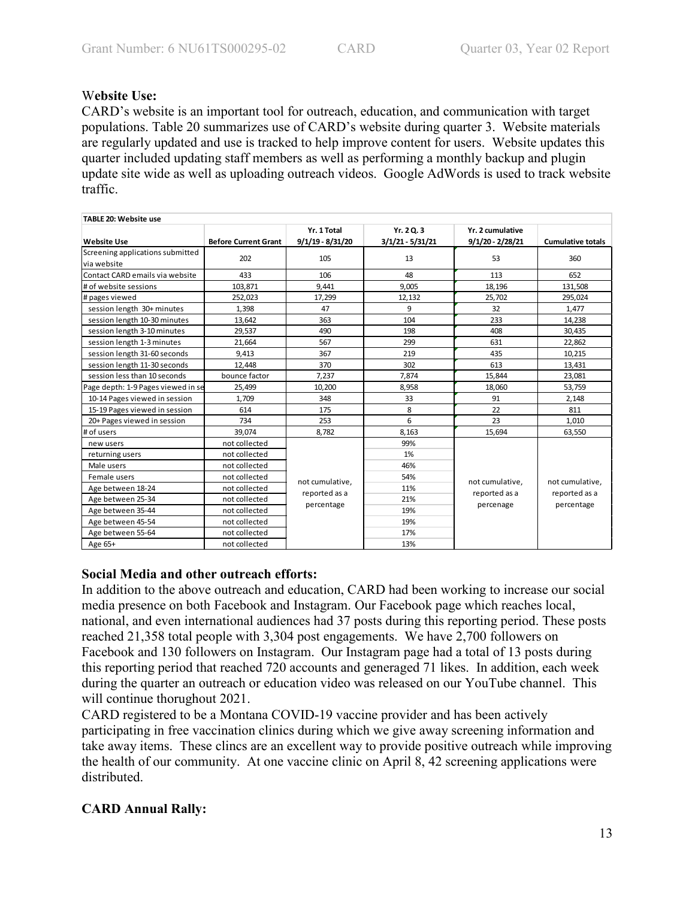### Website Use:

CARD's website is an important tool for outreach, education, and communication with target populations. Table 20 summarizes use of CARD's website during quarter 3. Website materials are regularly updated and use is tracked to help improve content for users. Website updates this quarter included updating staff members as well as performing a monthly backup and plugin update site wide as well as uploading outreach videos. Google AdWords is used to track website traffic.

**TABLE 20: Website use**

| Website Use | Before Current Grant | Yr. 1 Total 9/1/19 - 8/31/20 | Yr. 2 Q. 3 3/1/21 - 5/31/21 | Yr. 2 cumulative 9/1/20 - 2/28/21 | Cumulative totals |
|---|---|---|---|---|---|
| Screening applications submitted via website | 202 | 105 | 13 | 53 | 360 |
| Contact CARD emails via website | 433 | 106 | 48 | 113 | 652 |
| # of website sessions | 103,871 | 9,441 | 9,005 | 18,196 | 131,508 |
| # pages viewed | 252,023 | 17,299 | 12,132 | 25,702 | 295,024 |
| session length 30+ minutes | 1,398 | 47 | 9 | 32 | 1,477 |
| session length 10-30 minutes | 13,642 | 363 | 104 | 233 | 14,238 |
| session length 3-10 minutes | 29,537 | 490 | 198 | 408 | 30,435 |
| session length 1-3 minutes | 21,664 | 567 | 299 | 631 | 22,862 |
| session length 31-60 seconds | 9,413 | 367 | 219 | 435 | 10,215 |
| session length 11-30 seconds | 12,448 | 370 | 302 | 613 | 13,431 |
| session less than 10 seconds | bounce factor | 7,237 | 7,874 | 15,844 | 23,081 |
| Page depth: 1-9 Pages viewed in se | 25,499 | 10,200 | 8,958 | 18,060 | 53,759 |
| 10-14 Pages viewed in session | 1,709 | 348 | 33 | 91 | 2,148 |
| 15-19 Pages viewed in session | 614 | 175 | 8 | 22 | 811 |
| 20+ Pages viewed in session | 734 | 253 | 6 | 23 | 1,010 |
| # of users | 39,074 | 8,782 | 8,163 | 15,694 | 63,550 |
| new users | not collected | not cumulative, reported as a percentage | 99% | not cumulative, reported as a percenage | not cumulative, reported as a percentage |
| returning users | not collected | | 1% | | |
| Male users | not collected | | 46% | | |
| Female users | not collected | | 54% | | |
| Age between 18-24 | not collected | | 11% | | |
| Age between 25-34 | not collected | | 21% | | |
| Age between 35-44 | not collected | | 19% | | |
| Age between 45-54 | not collected | | 19% | | |
| Age between 55-64 | not collected | | 17% | | |
| Age 65+ | not collected | | 13% | | |

### Social Media and other outreach efforts:

In addition to the above outreach and education, CARD had been working to increase our social media presence on both Facebook and Instagram. Our Facebook page which reaches local, national, and even international audiences had 37 posts during this reporting period. These posts reached 21,358 total people with 3,304 post engagements. We have 2,700 followers on Facebook and 130 followers on Instagram. Our Instagram page had a total of 13 posts during this reporting period that reached 720 accounts and generaged 71 likes. In addition, each week during the quarter an outreach or education video was released on our YouTube channel. This will continue thorughout 2021.

CARD registered to be a Montana COVID-19 vaccine provider and has been actively participating in free vaccination clinics during which we give away screening information and take away items. These clincs are an excellent way to provide positive outreach while improving the health of our community. At one vaccine clinic on April 8, 42 screening applications were distributed.

### CARD Annual Rally: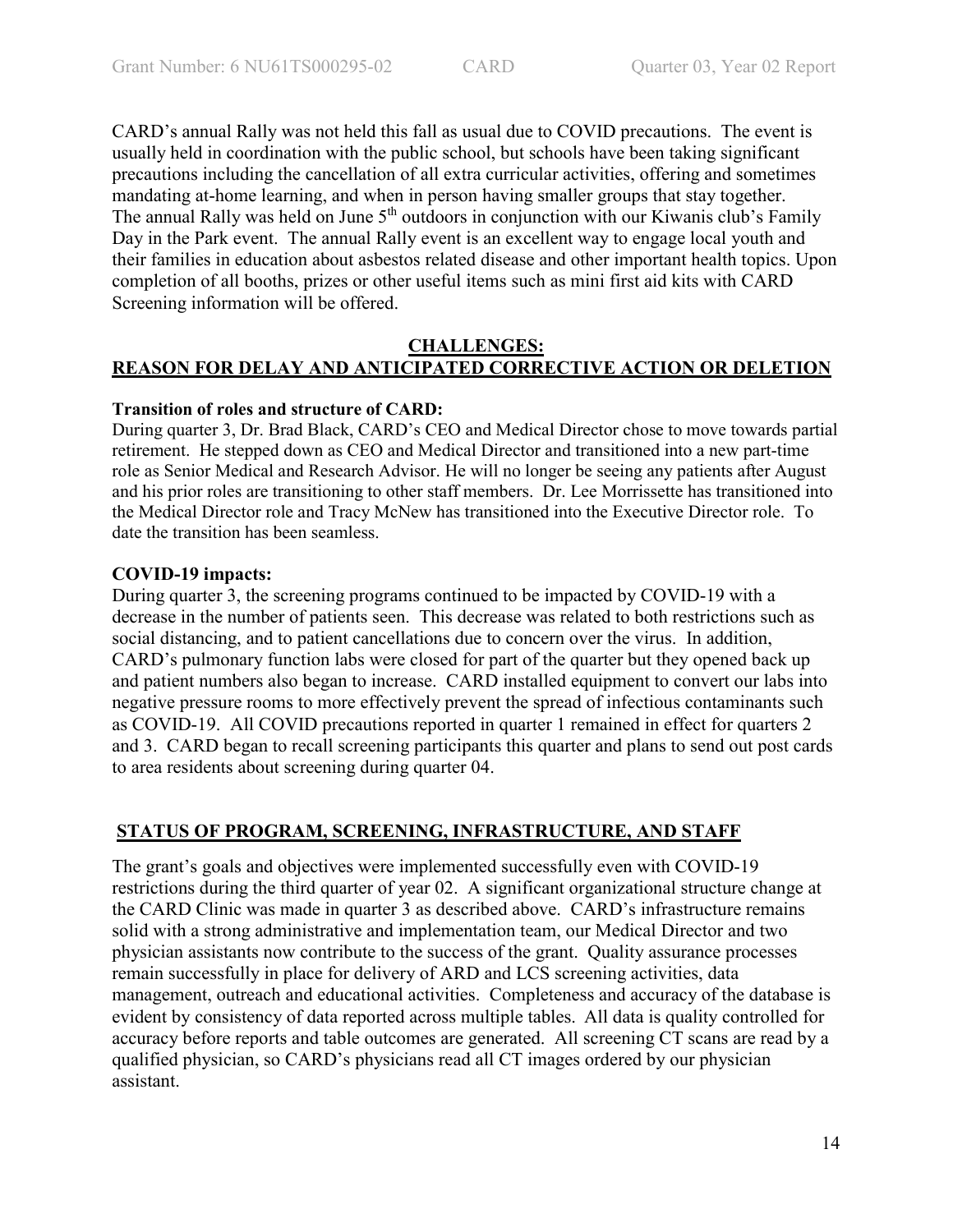CARD's annual Rally was not held this fall as usual due to COVID precautions. The event is usually held in coordination with the public school, but schools have been taking significant precautions including the cancellation of all extra curricular activities, offering and sometimes mandating at-home learning, and when in person having smaller groups that stay together. The annual Rally was held on June 5th outdoors in conjunction with our Kiwanis club's Family Day in the Park event. The annual Rally event is an excellent way to engage local youth and their families in education about asbestos related disease and other important health topics. Upon completion of all booths, prizes or other useful items such as mini first aid kits with CARD Screening information will be offered.

## CHALLENGES: REASON FOR DELAY AND ANTICIPATED CORRECTIVE ACTION OR DELETION

**Transition of roles and structure of CARD:**

During quarter 3, Dr. Brad Black, CARD's CEO and Medical Director chose to move towards partial retirement. He stepped down as CEO and Medical Director and transitioned into a new part-time role as Senior Medical and Research Advisor. He will no longer be seeing any patients after August and his prior roles are transitioning to other staff members. Dr. Lee Morrissette has transitioned into the Medical Director role and Tracy McNew has transitioned into the Executive Director role. To date the transition has been seamless.

**COVID-19 impacts:**

During quarter 3, the screening programs continued to be impacted by COVID-19 with a decrease in the number of patients seen. This decrease was related to both restrictions such as social distancing, and to patient cancellations due to concern over the virus. In addition, CARD's pulmonary function labs were closed for part of the quarter but they opened back up and patient numbers also began to increase. CARD installed equipment to convert our labs into negative pressure rooms to more effectively prevent the spread of infectious contaminants such as COVID-19. All COVID precautions reported in quarter 1 remained in effect for quarters 2 and 3. CARD began to recall screening participants this quarter and plans to send out post cards to area residents about screening during quarter 04.

## STATUS OF PROGRAM, SCREENING, INFRASTRUCTURE, AND STAFF

The grant's goals and objectives were implemented successfully even with COVID-19 restrictions during the third quarter of year 02. A significant organizational structure change at the CARD Clinic was made in quarter 3 as described above. CARD's infrastructure remains solid with a strong administrative and implementation team, our Medical Director and two physician assistants now contribute to the success of the grant. Quality assurance processes remain successfully in place for delivery of ARD and LCS screening activities, data management, outreach and educational activities. Completeness and accuracy of the database is evident by consistency of data reported across multiple tables. All data is quality controlled for accuracy before reports and table outcomes are generated. All screening CT scans are read by a qualified physician, so CARD's physicians read all CT images ordered by our physician assistant.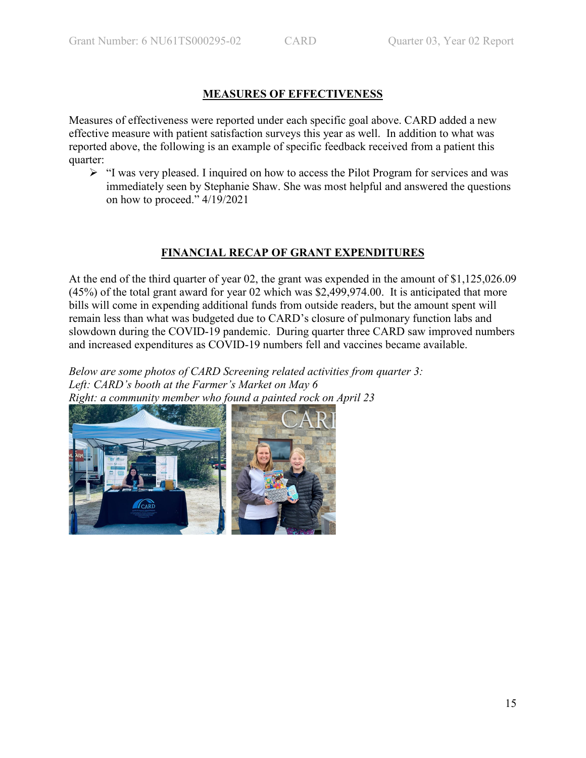## MEASURES OF EFFECTIVENESS

Measures of effectiveness were reported under each specific goal above. CARD added a new effective measure with patient satisfaction surveys this year as well. In addition to what was reported above, the following is an example of specific feedback received from a patient this quarter:

- "I was very pleased. I inquired on how to access the Pilot Program for services and was immediately seen by Stephanie Shaw. She was most helpful and answered the questions on how to proceed." 4/19/2021

## FINANCIAL RECAP OF GRANT EXPENDITURES

At the end of the third quarter of year 02, the grant was expended in the amount of $1,125,026.09 (45%) of the total grant award for year 02 which was $2,499,974.00. It is anticipated that more bills will come in expending additional funds from outside readers, but the amount spent will remain less than what was budgeted due to CARD's closure of pulmonary function labs and slowdown during the COVID-19 pandemic. During quarter three CARD saw improved numbers and increased expenditures as COVID-19 numbers fell and vaccines became available.

*Below are some photos of CARD Screening related activities from quarter 3:*
*Left: CARD's booth at the Farmer's Market on May 6*
*Right: a community member who found a painted rock on April 23*